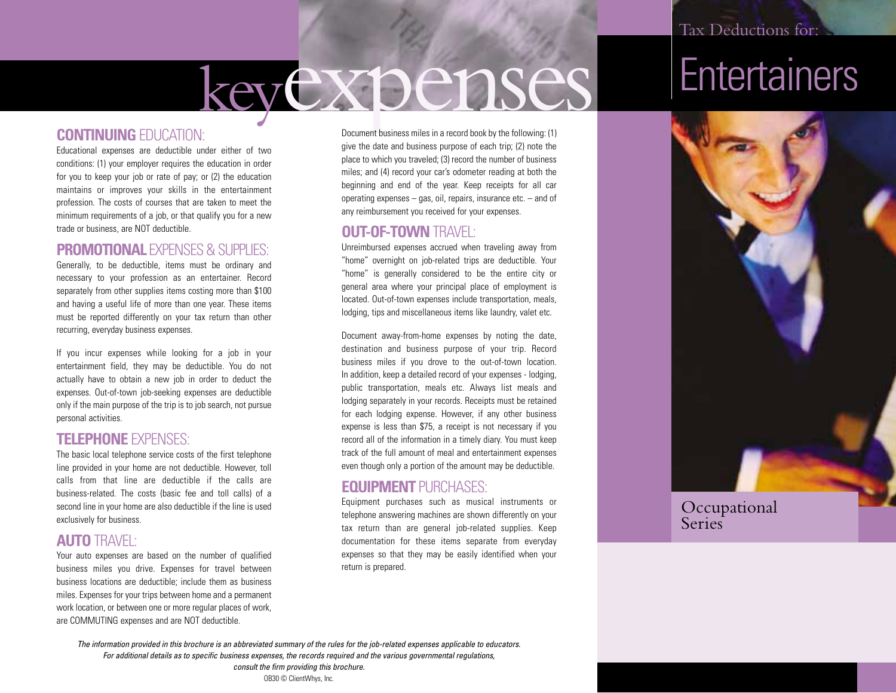# Tax Deductions for: Entertainers

## key expenses

### CONTINUING EDUCATION:

Educational expenses are deductible under either of two conditions: (1) your employer requires the education in order for you to keep your job or rate of pay; or (2) the education maintains or improves your skills in the entertainment profession. The costs of courses that are taken to meet the minimum requirements of a job, or that qualify you for a new trade or business, are NOT deductible.

### PROMOTIONAL EXPENSES & SUPPLIES:

Generally, to be deductible, items must be ordinary and necessary to your profession as an entertainer. Record separately from other supplies items costing more than $100 and having a useful life of more than one year. These items must be reported differently on your tax return than other recurring, everyday business expenses.

If you incur expenses while looking for a job in your entertainment field, they may be deductible. You do not actually have to obtain a new job in order to deduct the expenses. Out-of-town job-seeking expenses are deductible only if the main purpose of the trip is to job search, not pursue personal activities.

### TELEPHONE EXPENSES:

The basic local telephone service costs of the first telephone line provided in your home are not deductible. However, toll calls from that line are deductible if the calls are business-related. The costs (basic fee and toll calls) of a second line in your home are also deductible if the line is used exclusively for business.

### AUTO TRAVEL:

Your auto expenses are based on the number of qualified business miles you drive. Expenses for travel between business locations are deductible; include them as business miles. Expenses for your trips between home and a permanent work location, or between one or more regular places of work, are COMMUTING expenses and are NOT deductible.

Document business miles in a record book by the following: (1) give the date and business purpose of each trip; (2) note the place to which you traveled; (3) record the number of business miles; and (4) record your car's odometer reading at both the beginning and end of the year. Keep receipts for all car operating expenses – gas, oil, repairs, insurance etc. – and of any reimbursement you received for your expenses.

### OUT-OF-TOWN TRAVEL:

Unreimbursed expenses accrued when traveling away from "home" overnight on job-related trips are deductible. Your "home" is generally considered to be the entire city or general area where your principal place of employment is located. Out-of-town expenses include transportation, meals, lodging, tips and miscellaneous items like laundry, valet etc.

Document away-from-home expenses by noting the date, destination and business purpose of your trip. Record business miles if you drove to the out-of-town location. In addition, keep a detailed record of your expenses - lodging, public transportation, meals etc. Always list meals and lodging separately in your records. Receipts must be retained for each lodging expense. However, if any other business expense is less than $75, a receipt is not necessary if you record all of the information in a timely diary. You must keep track of the full amount of meal and entertainment expenses even though only a portion of the amount may be deductible.

### EQUIPMENT PURCHASES:

Equipment purchases such as musical instruments or telephone answering machines are shown differently on your tax return than are general job-related supplies. Keep documentation for these items separate from everyday expenses so that they may be easily identified when your return is prepared.

Occupational Series

*The information provided in this brochure is an abbreviated summary of the rules for the job-related expenses applicable to educators. For additional details as to specific business expenses, the records required and the various governmental regulations, consult the firm providing this brochure.*

OB30 © ClientWhys, Inc.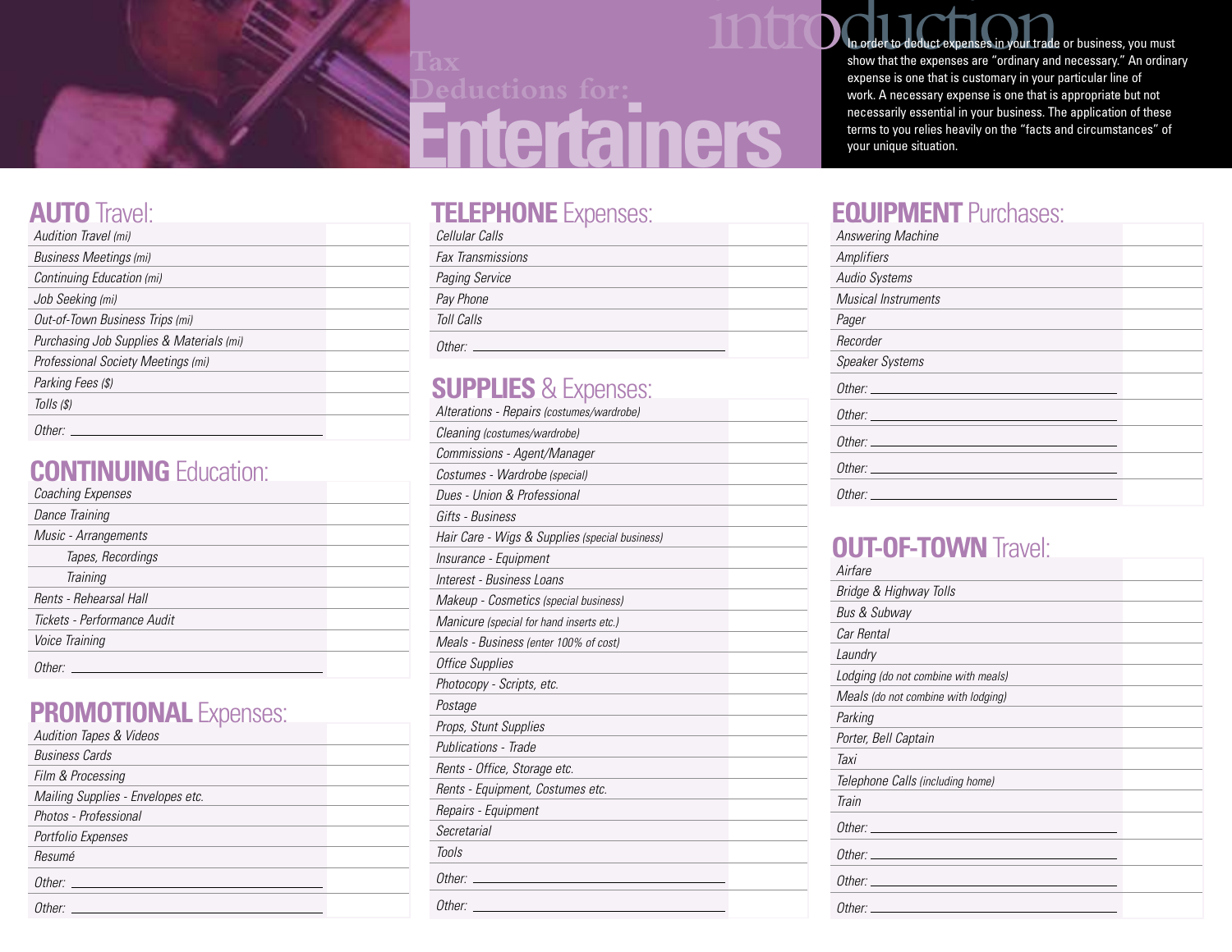# Tax Deductions for: Entertainers

## introduction

In order to deduct expenses in your trade or business, you must show that the expenses are "ordinary and necessary." An ordinary expense is one that is customary in your particular line of work. A necessary expense is one that is appropriate but not necessarily essential in your business. The application of these terms to you relies heavily on the "facts and circumstances" of your unique situation.

## AUTO Travel:

| | |
|---|---|
| *Audition Travel (mi)* | |
| *Business Meetings (mi)* | |
| *Continuing Education (mi)* | |
| *Job Seeking (mi)* | |
| *Out-of-Town Business Trips (mi)* | |
| *Purchasing Job Supplies & Materials (mi)* | |
| *Professional Society Meetings (mi)* | |
| *Parking Fees ($)* | |
| *Tolls ($)* | |
| *Other:* ______ | |

## CONTINUING Education:

| | |
|---|---|
| *Coaching Expenses* | |
| *Dance Training* | |
| *Music - Arrangements* | |
| *Tapes, Recordings* | |
| *Training* | |
| *Rents - Rehearsal Hall* | |
| *Tickets - Performance Audit* | |
| *Voice Training* | |
| *Other:* ______ | |

## PROMOTIONAL Expenses:

| | |
|---|---|
| *Audition Tapes & Videos* | |
| *Business Cards* | |
| *Film & Processing* | |
| *Mailing Supplies - Envelopes etc.* | |
| *Photos - Professional* | |
| *Portfolio Expenses* | |
| *Resumé* | |
| *Other:* ______ | |
| *Other:* ______ | |

## TELEPHONE Expenses:

| | |
|---|---|
| *Cellular Calls* | |
| *Fax Transmissions* | |
| *Paging Service* | |
| *Pay Phone* | |
| *Toll Calls* | |
| *Other:* ______ | |

## SUPPLIES & Expenses:

| | |
|---|---|
| *Alterations - Repairs (costumes/wardrobe)* | |
| *Cleaning (costumes/wardrobe)* | |
| *Commissions - Agent/Manager* | |
| *Costumes - Wardrobe (special)* | |
| *Dues - Union & Professional* | |
| *Gifts - Business* | |
| *Hair Care - Wigs & Supplies (special business)* | |
| *Insurance - Equipment* | |
| *Interest - Business Loans* | |
| *Makeup - Cosmetics (special business)* | |
| *Manicure (special for hand inserts etc.)* | |
| *Meals - Business (enter 100% of cost)* | |
| *Office Supplies* | |
| *Photocopy - Scripts, etc.* | |
| *Postage* | |
| *Props, Stunt Supplies* | |
| *Publications - Trade* | |
| *Rents - Office, Storage etc.* | |
| *Rents - Equipment, Costumes etc.* | |
| *Repairs - Equipment* | |
| *Secretarial* | |
| *Tools* | |
| *Other:* ______ | |
| *Other:* ______ | |

## EQUIPMENT Purchases:

| | |
|---|---|
| *Answering Machine* | |
| *Amplifiers* | |
| *Audio Systems* | |
| *Musical Instruments* | |
| *Pager* | |
| *Recorder* | |
| *Speaker Systems* | |
| *Other:* ______ | |
| *Other:* ______ | |
| *Other:* ______ | |
| *Other:* ______ | |
| *Other:* ______ | |

## OUT-OF-TOWN Travel:

| | |
|---|---|
| *Airfare* | |
| *Bridge & Highway Tolls* | |
| *Bus & Subway* | |
| *Car Rental* | |
| *Laundry* | |
| *Lodging (do not combine with meals)* | |
| *Meals (do not combine with lodging)* | |
| *Parking* | |
| *Porter, Bell Captain* | |
| *Taxi* | |
| *Telephone Calls (including home)* | |
| *Train* | |
| *Other:* ______ | |
| *Other:* ______ | |
| *Other:* ______ | |
| *Other:* ______ | |